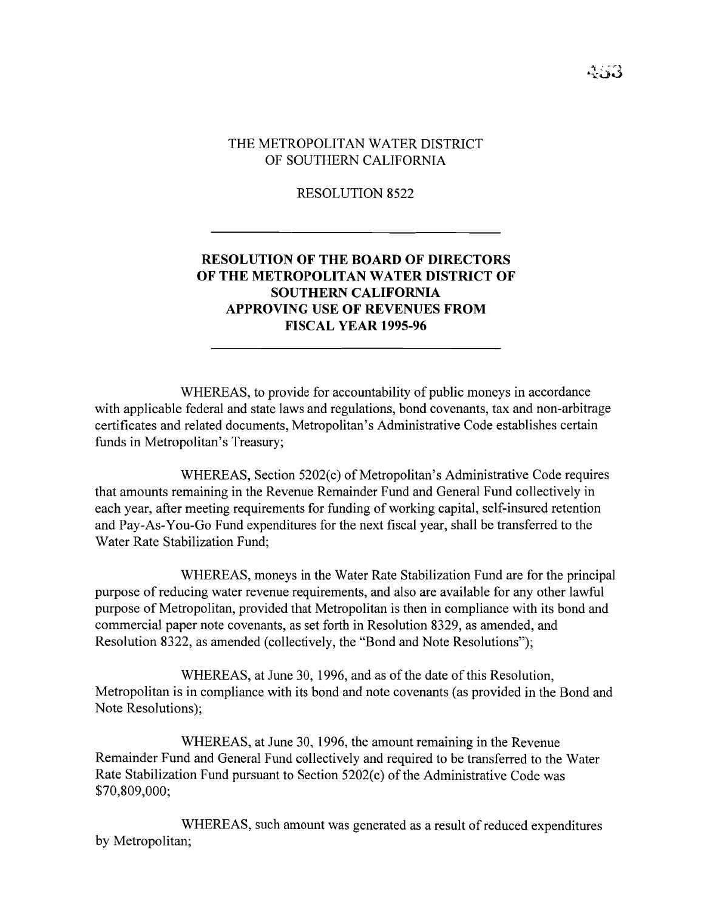THE METROPOLITAN WATER DISTRICT
OF SOUTHERN CALIFORNIA

RESOLUTION 8522

---

**RESOLUTION OF THE BOARD OF DIRECTORS OF THE METROPOLITAN WATER DISTRICT OF SOUTHERN CALIFORNIA APPROVING USE OF REVENUES FROM FISCAL YEAR 1995-96**

---

WHEREAS, to provide for accountability of public moneys in accordance with applicable federal and state laws and regulations, bond covenants, tax and non-arbitrage certificates and related documents, Metropolitan's Administrative Code establishes certain funds in Metropolitan's Treasury;

WHEREAS, Section 5202(c) of Metropolitan's Administrative Code requires that amounts remaining in the Revenue Remainder Fund and General Fund collectively in each year, after meeting requirements for funding of working capital, self-insured retention and Pay-As-You-Go Fund expenditures for the next fiscal year, shall be transferred to the Water Rate Stabilization Fund;

WHEREAS, moneys in the Water Rate Stabilization Fund are for the principal purpose of reducing water revenue requirements, and also are available for any other lawful purpose of Metropolitan, provided that Metropolitan is then in compliance with its bond and commercial paper note covenants, as set forth in Resolution 8329, as amended, and Resolution 8322, as amended (collectively, the "Bond and Note Resolutions");

WHEREAS, at June 30, 1996, and as of the date of this Resolution, Metropolitan is in compliance with its bond and note covenants (as provided in the Bond and Note Resolutions);

WHEREAS, at June 30, 1996, the amount remaining in the Revenue Remainder Fund and General Fund collectively and required to be transferred to the Water Rate Stabilization Fund pursuant to Section 5202(c) of the Administrative Code was $70,809,000;

WHEREAS, such amount was generated as a result of reduced expenditures by Metropolitan;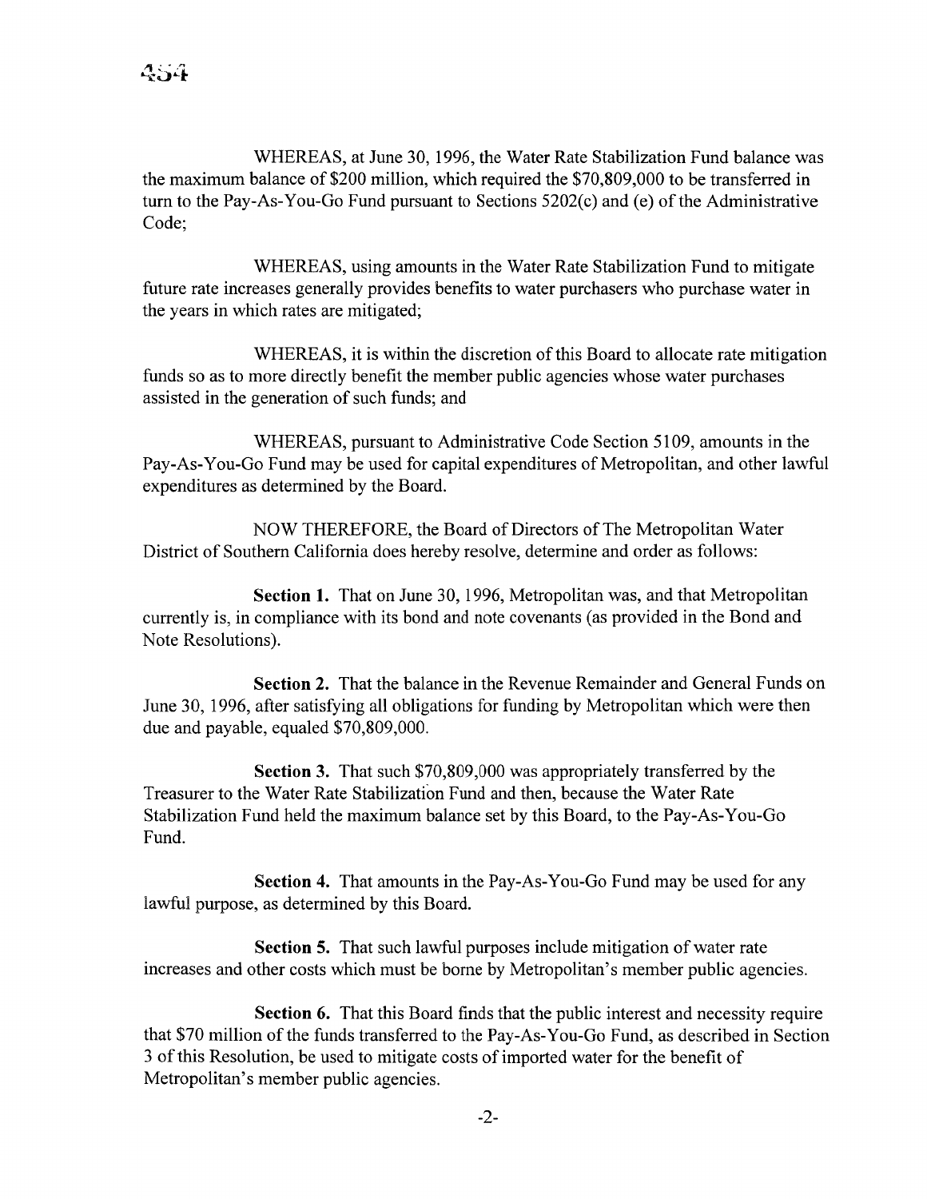WHEREAS, at June 30, 1996, the Water Rate Stabilization Fund balance was the maximum balance of $200 million, which required the $70,809,000 to be transferred in turn to the Pay-As-You-Go Fund pursuant to Sections 5202(c) and (e) of the Administrative Code;

WHEREAS, using amounts in the Water Rate Stabilization Fund to mitigate future rate increases generally provides benefits to water purchasers who purchase water in the years in which rates are mitigated;

WHEREAS, it is within the discretion of this Board to allocate rate mitigation funds so as to more directly benefit the member public agencies whose water purchases assisted in the generation of such funds; and

WHEREAS, pursuant to Administrative Code Section 5109, amounts in the Pay-As-You-Go Fund may be used for capital expenditures of Metropolitan, and other lawful expenditures as determined by the Board.

NOW THEREFORE, the Board of Directors of The Metropolitan Water District of Southern California does hereby resolve, determine and order as follows:

**Section 1.** That on June 30, 1996, Metropolitan was, and that Metropolitan currently is, in compliance with its bond and note covenants (as provided in the Bond and Note Resolutions).

**Section 2.** That the balance in the Revenue Remainder and General Funds on June 30, 1996, after satisfying all obligations for funding by Metropolitan which were then due and payable, equaled $70,809,000.

**Section 3.** That such $70,809,000 was appropriately transferred by the Treasurer to the Water Rate Stabilization Fund and then, because the Water Rate Stabilization Fund held the maximum balance set by this Board, to the Pay-As-You-Go Fund.

**Section 4.** That amounts in the Pay-As-You-Go Fund may be used for any lawful purpose, as determined by this Board.

**Section 5.** That such lawful purposes include mitigation of water rate increases and other costs which must be borne by Metropolitan's member public agencies.

**Section 6.** That this Board finds that the public interest and necessity require that $70 million of the funds transferred to the Pay-As-You-Go Fund, as described in Section 3 of this Resolution, be used to mitigate costs of imported water for the benefit of Metropolitan's member public agencies.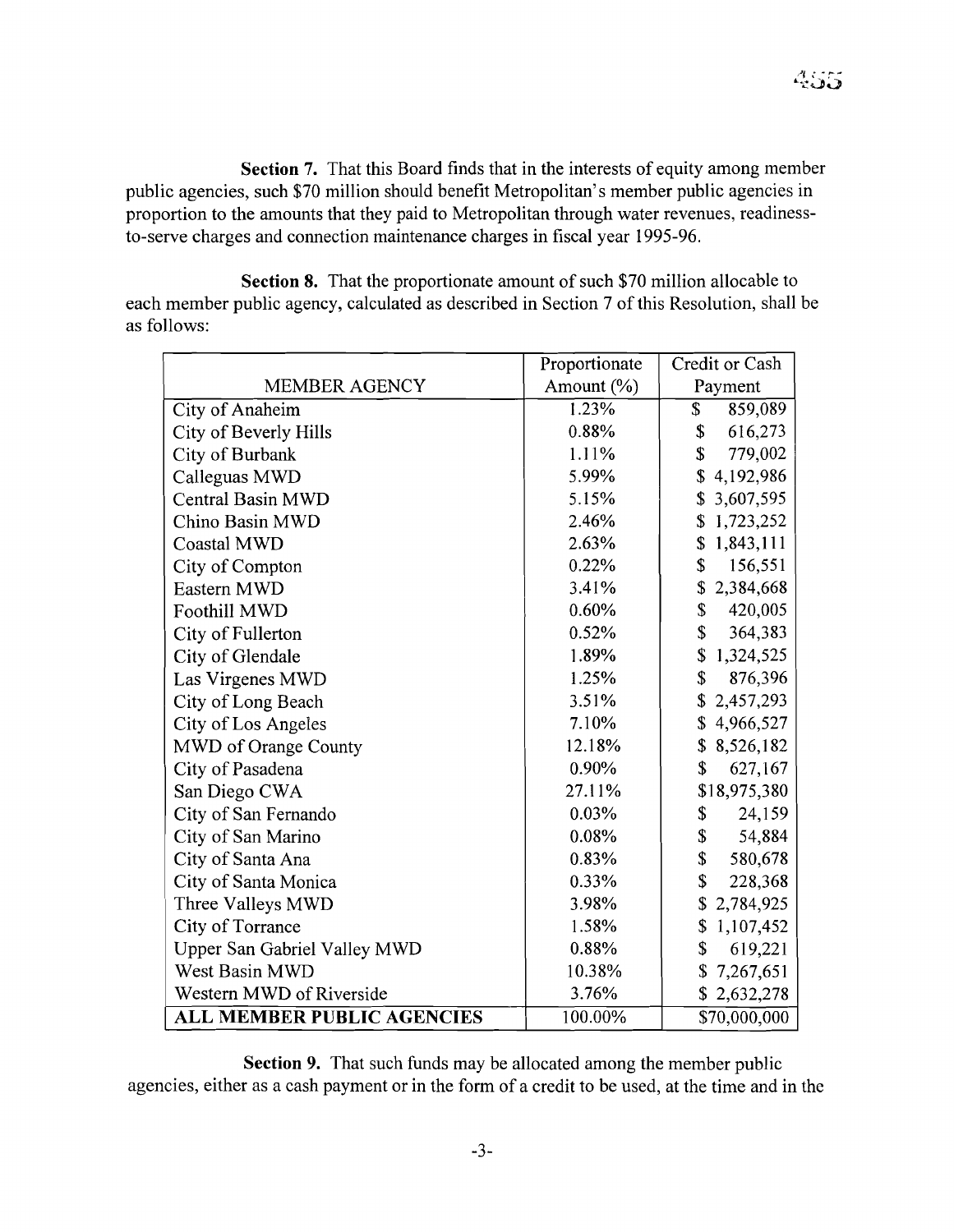**Section 7.** That this Board finds that in the interests of equity among member public agencies, such $70 million should benefit Metropolitan's member public agencies in proportion to the amounts that they paid to Metropolitan through water revenues, readiness-to-serve charges and connection maintenance charges in fiscal year 1995-96.

**Section 8.** That the proportionate amount of such $70 million allocable to each member public agency, calculated as described in Section 7 of this Resolution, shall be as follows:

| MEMBER AGENCY | Proportionate Amount (%) | Credit or Cash Payment |
|---|---|---|
| City of Anaheim | 1.23% | $ 859,089 |
| City of Beverly Hills | 0.88% | $ 616,273 |
| City of Burbank | 1.11% | $ 779,002 |
| Calleguas MWD | 5.99% | $ 4,192,986 |
| Central Basin MWD | 5.15% | $ 3,607,595 |
| Chino Basin MWD | 2.46% | $ 1,723,252 |
| Coastal MWD | 2.63% | $ 1,843,111 |
| City of Compton | 0.22% | $ 156,551 |
| Eastern MWD | 3.41% | $ 2,384,668 |
| Foothill MWD | 0.60% | $ 420,005 |
| City of Fullerton | 0.52% | $ 364,383 |
| City of Glendale | 1.89% | $ 1,324,525 |
| Las Virgenes MWD | 1.25% | $ 876,396 |
| City of Long Beach | 3.51% | $ 2,457,293 |
| City of Los Angeles | 7.10% | $ 4,966,527 |
| MWD of Orange County | 12.18% | $ 8,526,182 |
| City of Pasadena | 0.90% | $ 627,167 |
| San Diego CWA | 27.11% | $18,975,380 |
| City of San Fernando | 0.03% | $ 24,159 |
| City of San Marino | 0.08% | $ 54,884 |
| City of Santa Ana | 0.83% | $ 580,678 |
| City of Santa Monica | 0.33% | $ 228,368 |
| Three Valleys MWD | 3.98% | $ 2,784,925 |
| City of Torrance | 1.58% | $ 1,107,452 |
| Upper San Gabriel Valley MWD | 0.88% | $ 619,221 |
| West Basin MWD | 10.38% | $ 7,267,651 |
| Western MWD of Riverside | 3.76% | $ 2,632,278 |
| **ALL MEMBER PUBLIC AGENCIES** | 100.00% | $70,000,000 |

**Section 9.** That such funds may be allocated among the member public agencies, either as a cash payment or in the form of a credit to be used, at the time and in the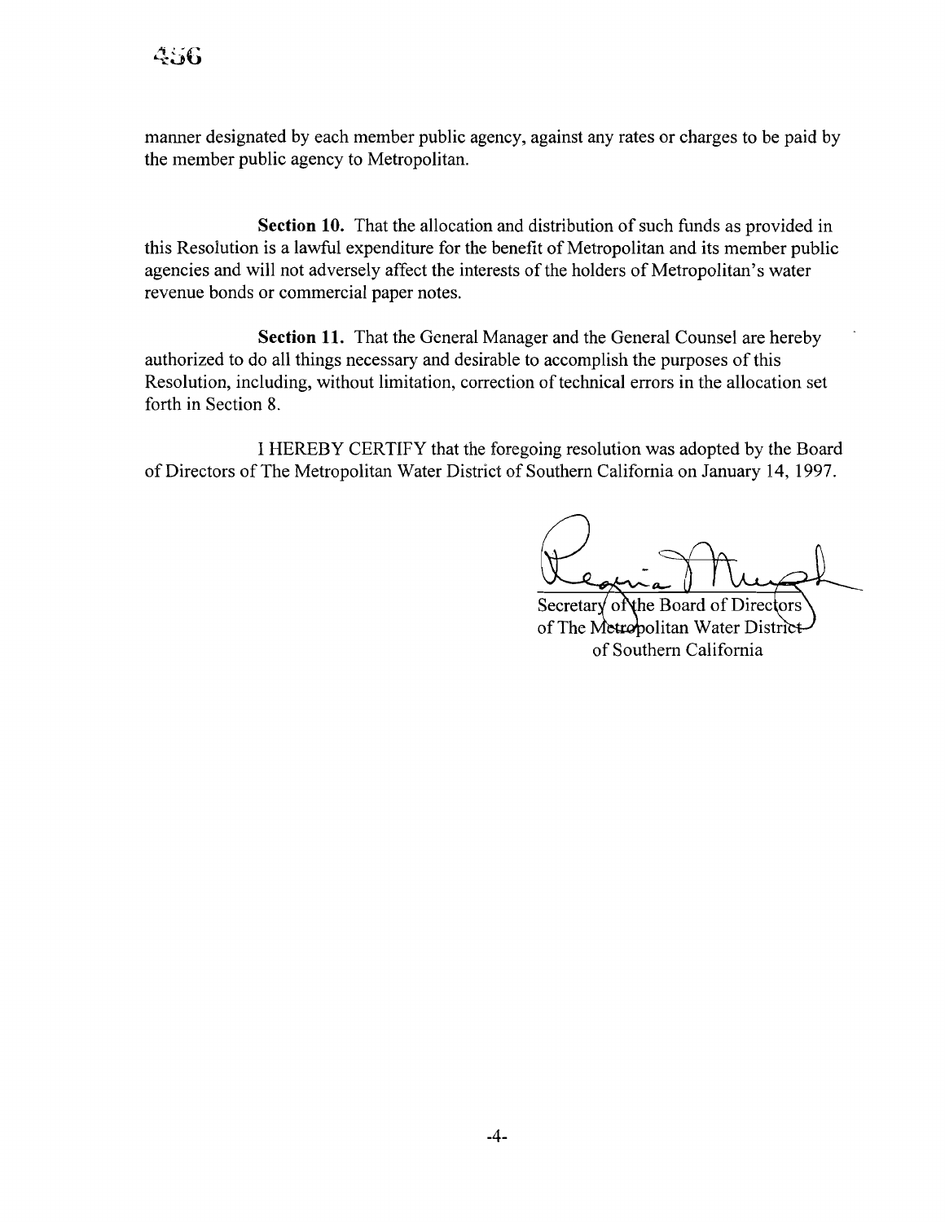manner designated by each member public agency, against any rates or charges to be paid by the member public agency to Metropolitan.

**Section 10.** That the allocation and distribution of such funds as provided in this Resolution is a lawful expenditure for the benefit of Metropolitan and its member public agencies and will not adversely affect the interests of the holders of Metropolitan's water revenue bonds or commercial paper notes.

**Section 11.** That the General Manager and the General Counsel are hereby authorized to do all things necessary and desirable to accomplish the purposes of this Resolution, including, without limitation, correction of technical errors in the allocation set forth in Section 8.

I HEREBY CERTIFY that the foregoing resolution was adopted by the Board of Directors of The Metropolitan Water District of Southern California on January 14, 1997.

Secretary of the Board of Directors
of The Metropolitan Water District
of Southern California